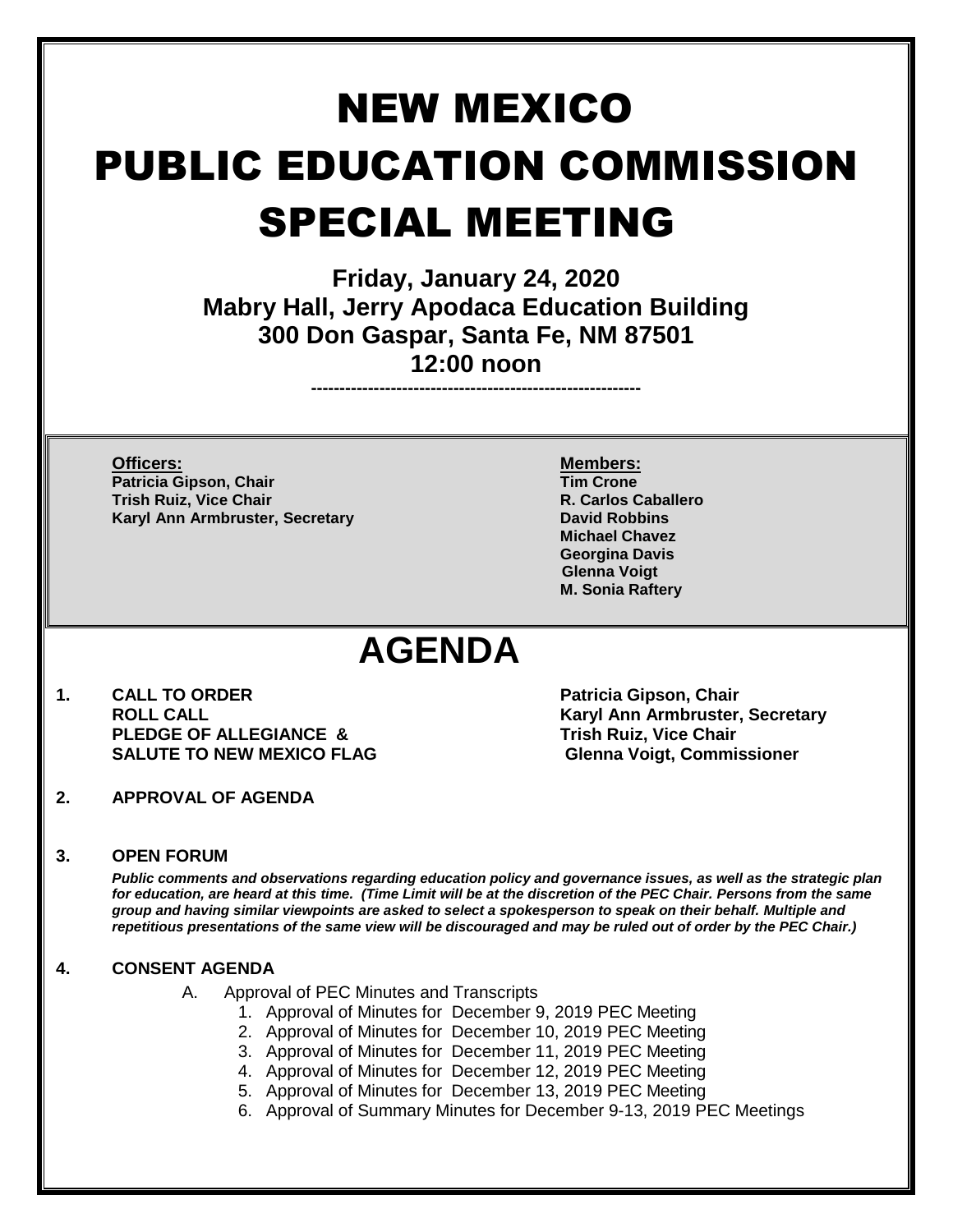# NEW MEXICO PUBLIC EDUCATION COMMISSION SPECIAL MEETING

**Friday, January 24, 2020**
**Mabry Hall, Jerry Apodaca Education Building**
**300 Don Gaspar, Santa Fe, NM 87501**
**12:00 noon**

---

**Officers:**
**Patricia Gipson, Chair**
**Trish Ruiz, Vice Chair**
**Karyl Ann Armbruster, Secretary**

**Members:**
**Tim Crone**
**R. Carlos Caballero**
**David Robbins**
**Michael Chavez**
**Georgina Davis**
**Glenna Voigt**
**M. Sonia Raftery**

# AGENDA

**1. CALL TO ORDER** — **Patricia Gipson, Chair**
**ROLL CALL** — **Karyl Ann Armbruster, Secretary**
**PLEDGE OF ALLEGIANCE & SALUTE TO NEW MEXICO FLAG** — **Trish Ruiz, Vice Chair**; **Glenna Voigt, Commissioner**

**2. APPROVAL OF AGENDA**

**3. OPEN FORUM**

***Public comments and observations regarding education policy and governance issues, as well as the strategic plan for education, are heard at this time. (Time Limit will be at the discretion of the PEC Chair. Persons from the same group and having similar viewpoints are asked to select a spokesperson to speak on their behalf. Multiple and repetitious presentations of the same view will be discouraged and may be ruled out of order by the PEC Chair.)***

**4. CONSENT AGENDA**

A. Approval of PEC Minutes and Transcripts
   1. Approval of Minutes for December 9, 2019 PEC Meeting
   2. Approval of Minutes for December 10, 2019 PEC Meeting
   3. Approval of Minutes for December 11, 2019 PEC Meeting
   4. Approval of Minutes for December 12, 2019 PEC Meeting
   5. Approval of Minutes for December 13, 2019 PEC Meeting
   6. Approval of Summary Minutes for December 9-13, 2019 PEC Meetings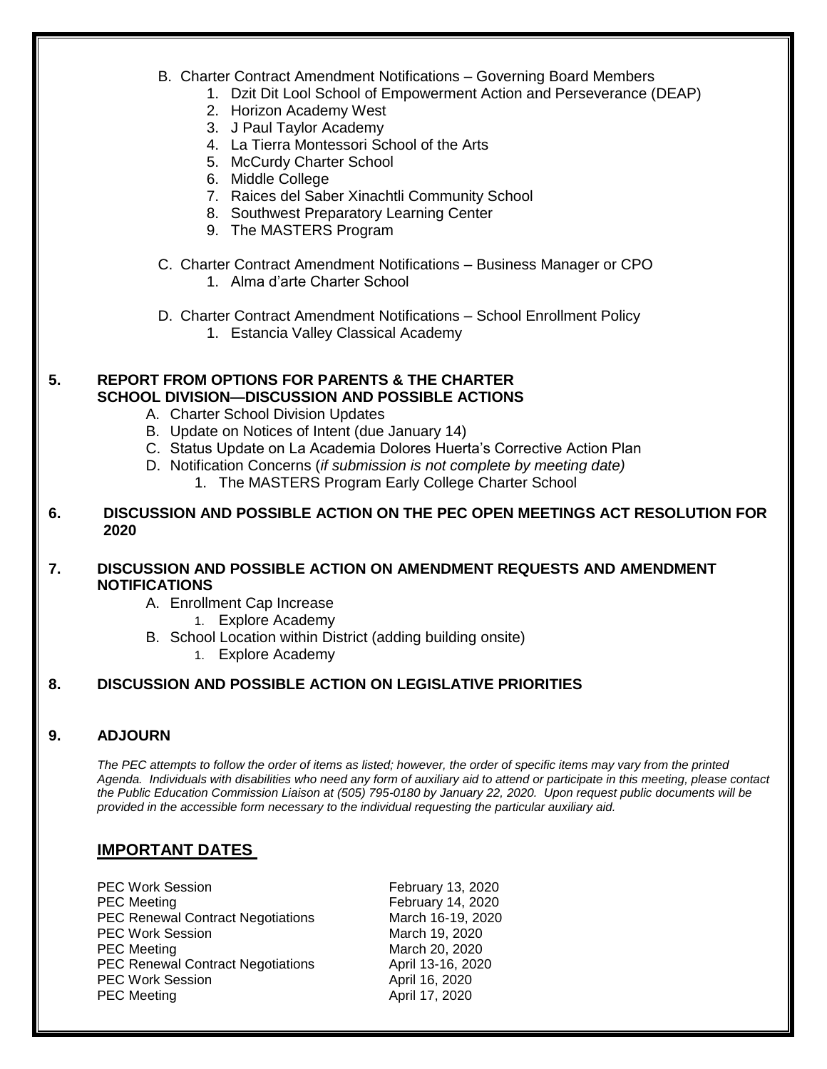B. Charter Contract Amendment Notifications – Governing Board Members
   1. Dzit Dit Lool School of Empowerment Action and Perseverance (DEAP)
   2. Horizon Academy West
   3. J Paul Taylor Academy
   4. La Tierra Montessori School of the Arts
   5. McCurdy Charter School
   6. Middle College
   7. Raices del Saber Xinachtli Community School
   8. Southwest Preparatory Learning Center
   9. The MASTERS Program

C. Charter Contract Amendment Notifications – Business Manager or CPO
   1. Alma d'arte Charter School

D. Charter Contract Amendment Notifications – School Enrollment Policy
   1. Estancia Valley Classical Academy

**5. REPORT FROM OPTIONS FOR PARENTS & THE CHARTER SCHOOL DIVISION—DISCUSSION AND POSSIBLE ACTIONS**

A. Charter School Division Updates
B. Update on Notices of Intent (due January 14)
C. Status Update on La Academia Dolores Huerta's Corrective Action Plan
D. Notification Concerns (*if submission is not complete by meeting date)*
   1. The MASTERS Program Early College Charter School

**6. DISCUSSION AND POSSIBLE ACTION ON THE PEC OPEN MEETINGS ACT RESOLUTION FOR 2020**

**7. DISCUSSION AND POSSIBLE ACTION ON AMENDMENT REQUESTS AND AMENDMENT NOTIFICATIONS**

A. Enrollment Cap Increase
   1. Explore Academy
B. School Location within District (adding building onsite)
   1. Explore Academy

**8. DISCUSSION AND POSSIBLE ACTION ON LEGISLATIVE PRIORITIES**

**9. ADJOURN**

*The PEC attempts to follow the order of items as listed; however, the order of specific items may vary from the printed Agenda. Individuals with disabilities who need any form of auxiliary aid to attend or participate in this meeting, please contact the Public Education Commission Liaison at (505) 795-0180 by January 22, 2020. Upon request public documents will be provided in the accessible form necessary to the individual requesting the particular auxiliary aid.*

## IMPORTANT DATES

| | |
|---|---|
| PEC Work Session | February 13, 2020 |
| PEC Meeting | February 14, 2020 |
| PEC Renewal Contract Negotiations | March 16-19, 2020 |
| PEC Work Session | March 19, 2020 |
| PEC Meeting | March 20, 2020 |
| PEC Renewal Contract Negotiations | April 13-16, 2020 |
| PEC Work Session | April 16, 2020 |
| PEC Meeting | April 17, 2020 |